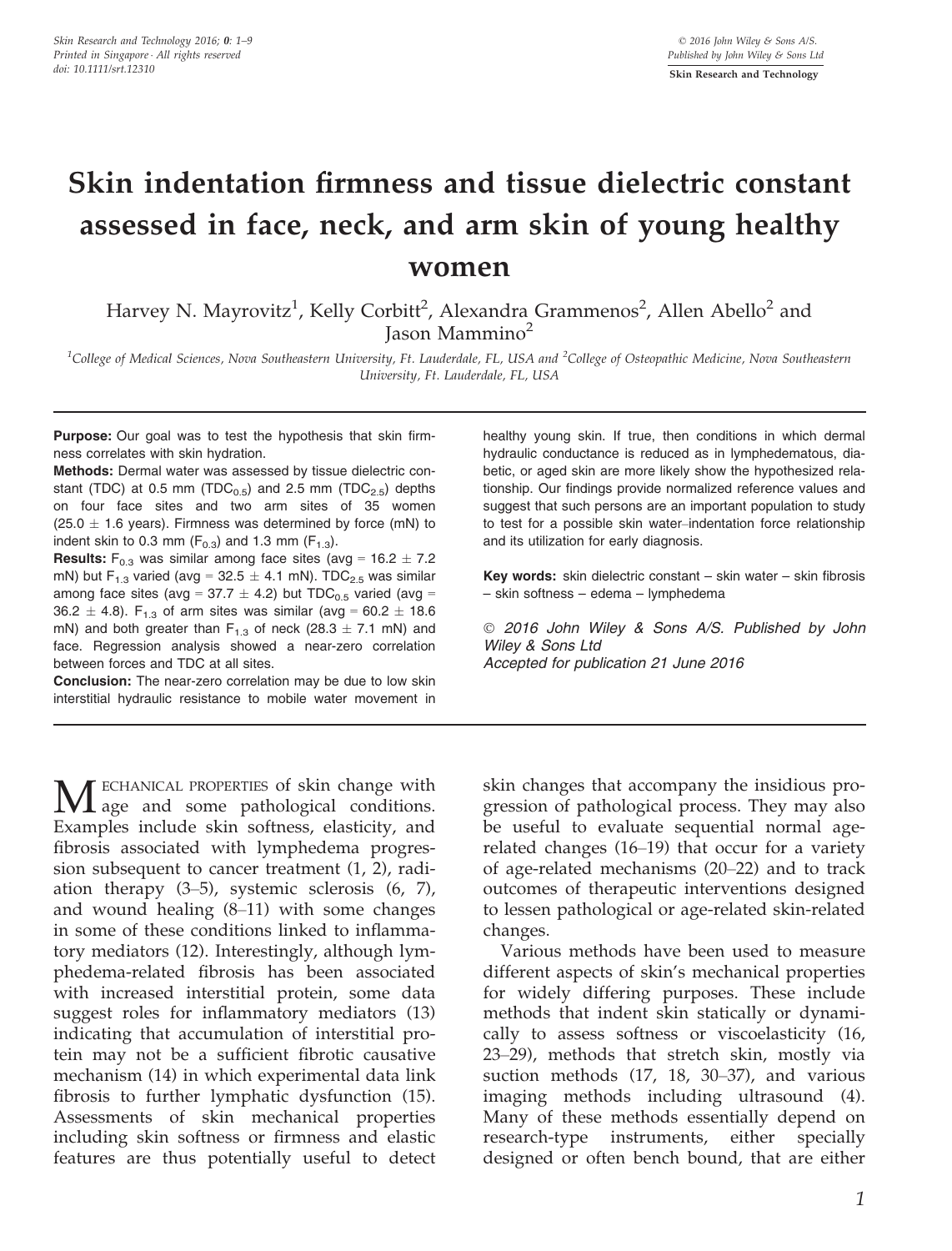# Skin indentation firmness and tissue dielectric constant assessed in face, neck, and arm skin of young healthy women

Harvey N. Mayrovitz[1], Kelly Corbitt[2], Alexandra Grammenos[2], Allen Abello[2] and Jason Mammino[2]

[1]College of Medical Sciences, Nova Southeastern University, Ft. Lauderdale, FL, USA and [2]College of Osteopathic Medicine, Nova Southeastern University, Ft. Lauderdale, FL, USA

**Purpose:** Our goal was to test the hypothesis that skin firmness correlates with skin hydration.

**Methods:** Dermal water was assessed by tissue dielectric constant (TDC) at 0.5 mm ($TDC_{0.5}$) and 2.5 mm ($TDC_{2.5}$) depths on four face sites and two arm sites of 35 women (25.0 ± 1.6 years). Firmness was determined by force (mN) to indent skin to 0.3 mm ($F_{0.3}$) and 1.3 mm ($F_{1.3}$).

**Results:** $F_{0.3}$ was similar among face sites (avg = 16.2 ± 7.2 mN) but $F_{1.3}$ varied (avg = 32.5 ± 4.1 mN). $TDC_{2.5}$ was similar among face sites (avg = 37.7 ± 4.2) but $TDC_{0.5}$ varied (avg = 36.2 ± 4.8). $F_{1.3}$ of arm sites was similar (avg = 60.2 ± 18.6 mN) and both greater than $F_{1.3}$ of neck (28.3 ± 7.1 mN) and face. Regression analysis showed a near-zero correlation between forces and TDC at all sites.

**Conclusion:** The near-zero correlation may be due to low skin interstitial hydraulic resistance to mobile water movement in healthy young skin. If true, then conditions in which dermal hydraulic conductance is reduced as in lymphedematous, diabetic, or aged skin are more likely show the hypothesized relationship. Our findings provide normalized reference values and suggest that such persons are an important population to study to test for a possible skin water–indentation force relationship and its utilization for early diagnosis.

**Key words:** skin dielectric constant – skin water – skin fibrosis – skin softness – edema – lymphedema

*© 2016 John Wiley & Sons A/S. Published by John Wiley & Sons Ltd*
*Accepted for publication 21 June 2016*

Mechanical properties of skin change with age and some pathological conditions. Examples include skin softness, elasticity, and fibrosis associated with lymphedema progression subsequent to cancer treatment (1, 2), radiation therapy (3–5), systemic sclerosis (6, 7), and wound healing (8–11) with some changes in some of these conditions linked to inflammatory mediators (12). Interestingly, although lymphedema-related fibrosis has been associated with increased interstitial protein, some data suggest roles for inflammatory mediators (13) indicating that accumulation of interstitial protein may not be a sufficient fibrotic causative mechanism (14) in which experimental data link fibrosis to further lymphatic dysfunction (15). Assessments of skin mechanical properties including skin softness or firmness and elastic features are thus potentially useful to detect skin changes that accompany the insidious progression of pathological process. They may also be useful to evaluate sequential normal age-related changes (16–19) that occur for a variety of age-related mechanisms (20–22) and to track outcomes of therapeutic interventions designed to lessen pathological or age-related skin-related changes.

Various methods have been used to measure different aspects of skin's mechanical properties for widely differing purposes. These include methods that indent skin statically or dynamically to assess softness or viscoelasticity (16, 23–29), methods that stretch skin, mostly via suction methods (17, 18, 30–37), and various imaging methods including ultrasound (4). Many of these methods essentially depend on research-type instruments, either specially designed or often bench bound, that are either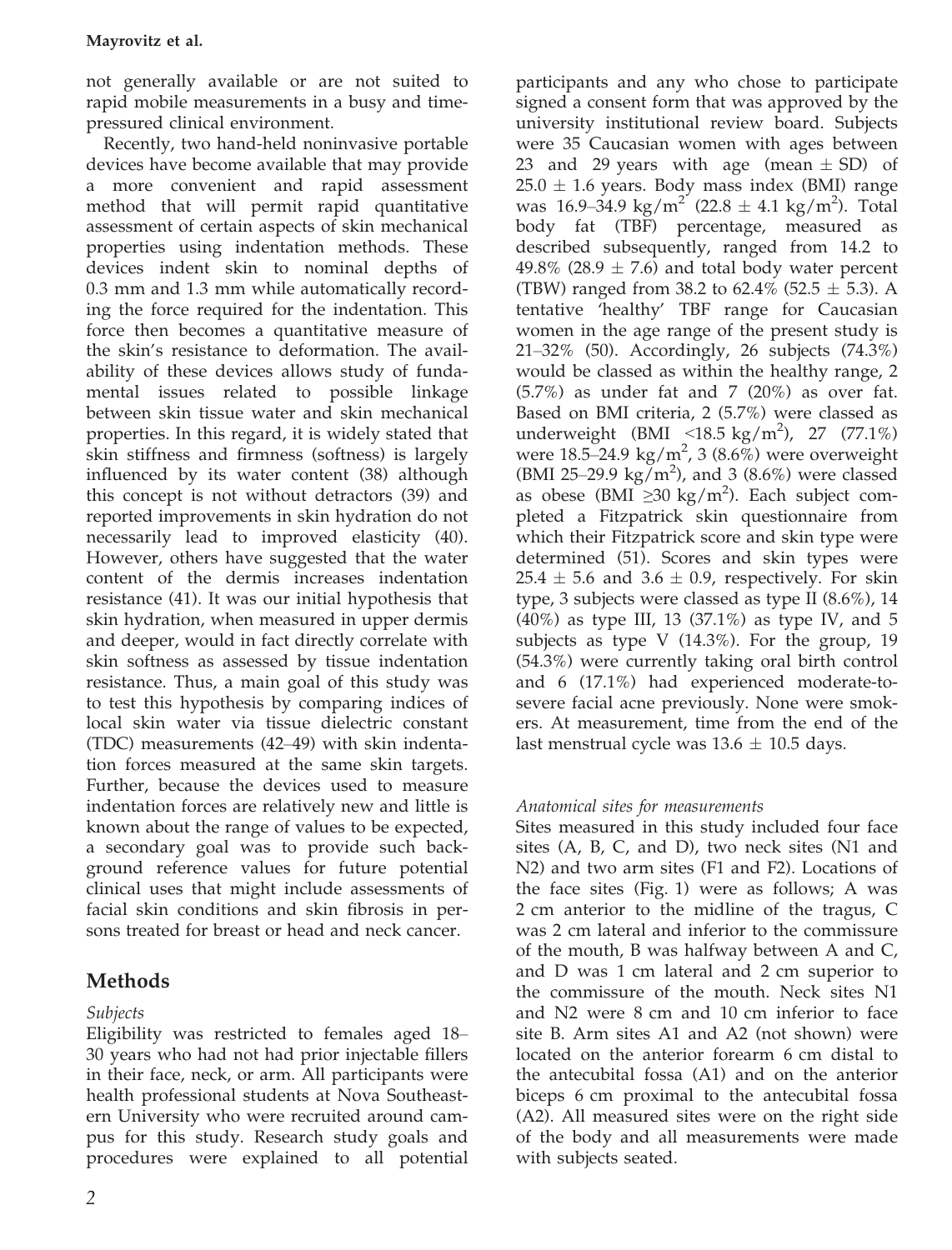not generally available or are not suited to rapid mobile measurements in a busy and time-pressured clinical environment.

Recently, two hand-held noninvasive portable devices have become available that may provide a more convenient and rapid assessment method that will permit rapid quantitative assessment of certain aspects of skin mechanical properties using indentation methods. These devices indent skin to nominal depths of 0.3 mm and 1.3 mm while automatically recording the force required for the indentation. This force then becomes a quantitative measure of the skin's resistance to deformation. The availability of these devices allows study of fundamental issues related to possible linkage between skin tissue water and skin mechanical properties. In this regard, it is widely stated that skin stiffness and firmness (softness) is largely influenced by its water content (38) although this concept is not without detractors (39) and reported improvements in skin hydration do not necessarily lead to improved elasticity (40). However, others have suggested that the water content of the dermis increases indentation resistance (41). It was our initial hypothesis that skin hydration, when measured in upper dermis and deeper, would in fact directly correlate with skin softness as assessed by tissue indentation resistance. Thus, a main goal of this study was to test this hypothesis by comparing indices of local skin water via tissue dielectric constant (TDC) measurements (42–49) with skin indentation forces measured at the same skin targets. Further, because the devices used to measure indentation forces are relatively new and little is known about the range of values to be expected, a secondary goal was to provide such background reference values for future potential clinical uses that might include assessments of facial skin conditions and skin fibrosis in persons treated for breast or head and neck cancer.

## Methods

### *Subjects*

Eligibility was restricted to females aged 18–30 years who had not had prior injectable fillers in their face, neck, or arm. All participants were health professional students at Nova Southeastern University who were recruited around campus for this study. Research study goals and procedures were explained to all potential participants and any who chose to participate signed a consent form that was approved by the university institutional review board. Subjects were 35 Caucasian women with ages between 23 and 29 years with age (mean $\pm$ SD) of $25.0 \pm 1.6$ years. Body mass index (BMI) range was 16.9–34.9 kg/m$^2$ ($22.8 \pm 4.1$ kg/m$^2$). Total body fat (TBF) percentage, measured as described subsequently, ranged from 14.2 to 49.8% ($28.9 \pm 7.6$) and total body water percent (TBW) ranged from 38.2 to 62.4% ($52.5 \pm 5.3$). A tentative 'healthy' TBF range for Caucasian women in the age range of the present study is 21–32% (50). Accordingly, 26 subjects (74.3%) would be classed as within the healthy range, 2 (5.7%) as under fat and 7 (20%) as over fat. Based on BMI criteria, 2 (5.7%) were classed as underweight (BMI <18.5 kg/m$^2$), 27 (77.1%) were 18.5–24.9 kg/m$^2$, 3 (8.6%) were overweight (BMI 25–29.9 kg/m$^2$), and 3 (8.6%) were classed as obese (BMI $\geq$30 kg/m$^2$). Each subject completed a Fitzpatrick skin questionnaire from which their Fitzpatrick score and skin type were determined (51). Scores and skin types were $25.4 \pm 5.6$ and $3.6 \pm 0.9$, respectively. For skin type, 3 subjects were classed as type II (8.6%), 14 (40%) as type III, 13 (37.1%) as type IV, and 5 subjects as type V (14.3%). For the group, 19 (54.3%) were currently taking oral birth control and 6 (17.1%) had experienced moderate-to-severe facial acne previously. None were smokers. At measurement, time from the end of the last menstrual cycle was $13.6 \pm 10.5$ days.

### *Anatomical sites for measurements*

Sites measured in this study included four face sites (A, B, C, and D), two neck sites (N1 and N2) and two arm sites (F1 and F2). Locations of the face sites (Fig. 1) were as follows; A was 2 cm anterior to the midline of the tragus, C was 2 cm lateral and inferior to the commissure of the mouth, B was halfway between A and C, and D was 1 cm lateral and 2 cm superior to the commissure of the mouth. Neck sites N1 and N2 were 8 cm and 10 cm inferior to face site B. Arm sites A1 and A2 (not shown) were located on the anterior forearm 6 cm distal to the antecubital fossa (A1) and on the anterior biceps 6 cm proximal to the antecubital fossa (A2). All measured sites were on the right side of the body and all measurements were made with subjects seated.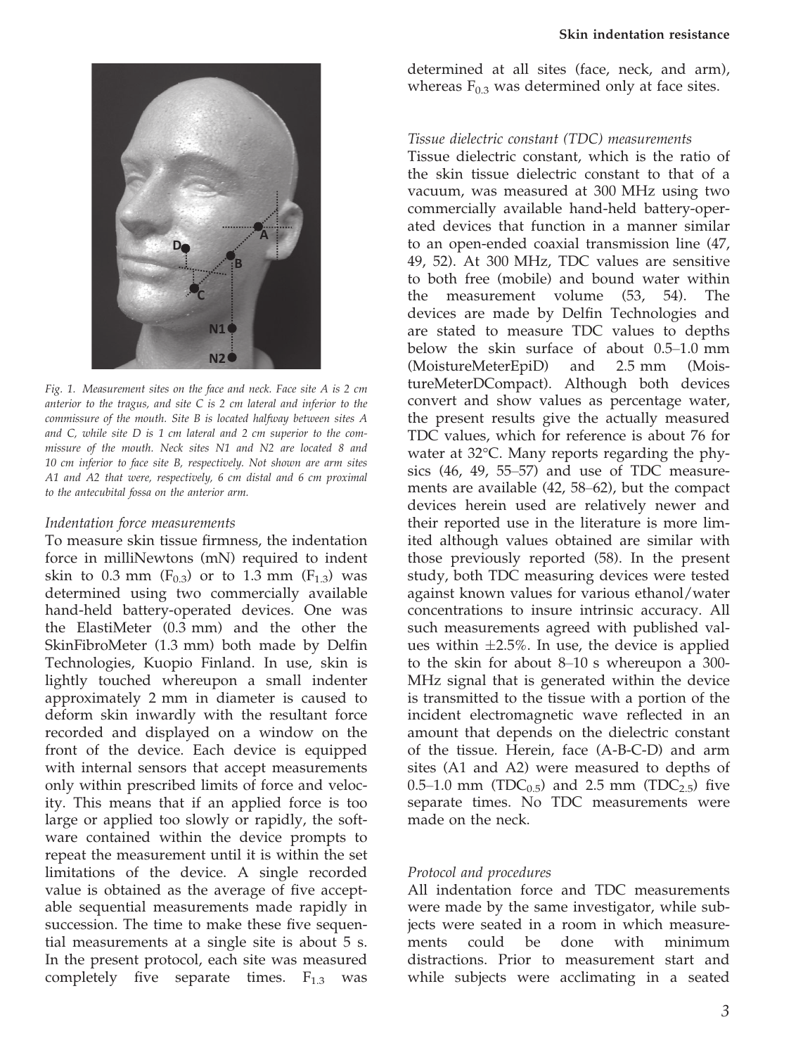*Fig. 1. Measurement sites on the face and neck. Face site A is 2 cm anterior to the tragus, and site C is 2 cm lateral and inferior to the commissure of the mouth. Site B is located halfway between sites A and C, while site D is 1 cm lateral and 2 cm superior to the commissure of the mouth. Neck sites N1 and N2 are located 8 and 10 cm inferior to face site B, respectively. Not shown are arm sites A1 and A2 that were, respectively, 6 cm distal and 6 cm proximal to the antecubital fossa on the anterior arm.*

### *Indentation force measurements*

To measure skin tissue firmness, the indentation force in milliNewtons (mN) required to indent skin to 0.3 mm ($F_{0.3}$) or to 1.3 mm ($F_{1.3}$) was determined using two commercially available hand-held battery-operated devices. One was the ElastiMeter (0.3 mm) and the other the SkinFibroMeter (1.3 mm) both made by Delfin Technologies, Kuopio Finland. In use, skin is lightly touched whereupon a small indenter approximately 2 mm in diameter is caused to deform skin inwardly with the resultant force recorded and displayed on a window on the front of the device. Each device is equipped with internal sensors that accept measurements only within prescribed limits of force and velocity. This means that if an applied force is too large or applied too slowly or rapidly, the software contained within the device prompts to repeat the measurement until it is within the set limitations of the device. A single recorded value is obtained as the average of five acceptable sequential measurements made rapidly in succession. The time to make these five sequential measurements at a single site is about 5 s. In the present protocol, each site was measured completely five separate times. $F_{1.3}$ was determined at all sites (face, neck, and arm), whereas $F_{0.3}$ was determined only at face sites.

### *Tissue dielectric constant (TDC) measurements*

Tissue dielectric constant, which is the ratio of the skin tissue dielectric constant to that of a vacuum, was measured at 300 MHz using two commercially available hand-held battery-operated devices that function in a manner similar to an open-ended coaxial transmission line (47, 49, 52). At 300 MHz, TDC values are sensitive to both free (mobile) and bound water within the measurement volume (53, 54). The devices are made by Delfin Technologies and are stated to measure TDC values to depths below the skin surface of about 0.5–1.0 mm (MoistureMeterEpiD) and 2.5 mm (MoistureMeterDCompact). Although both devices convert and show values as percentage water, the present results give the actually measured TDC values, which for reference is about 76 for water at 32°C. Many reports regarding the physics (46, 49, 55–57) and use of TDC measurements are available (42, 58–62), but the compact devices herein used are relatively newer and their reported use in the literature is more limited although values obtained are similar with those previously reported (58). In the present study, both TDC measuring devices were tested against known values for various ethanol/water concentrations to insure intrinsic accuracy. All such measurements agreed with published values within ±2.5%. In use, the device is applied to the skin for about 8–10 s whereupon a 300-MHz signal that is generated within the device is transmitted to the tissue with a portion of the incident electromagnetic wave reflected in an amount that depends on the dielectric constant of the tissue. Herein, face (A-B-C-D) and arm sites (A1 and A2) were measured to depths of 0.5–1.0 mm ($TDC_{0.5}$) and 2.5 mm ($TDC_{2.5}$) five separate times. No TDC measurements were made on the neck.

### *Protocol and procedures*

All indentation force and TDC measurements were made by the same investigator, while subjects were seated in a room in which measurements could be done with minimum distractions. Prior to measurement start and while subjects were acclimating in a seated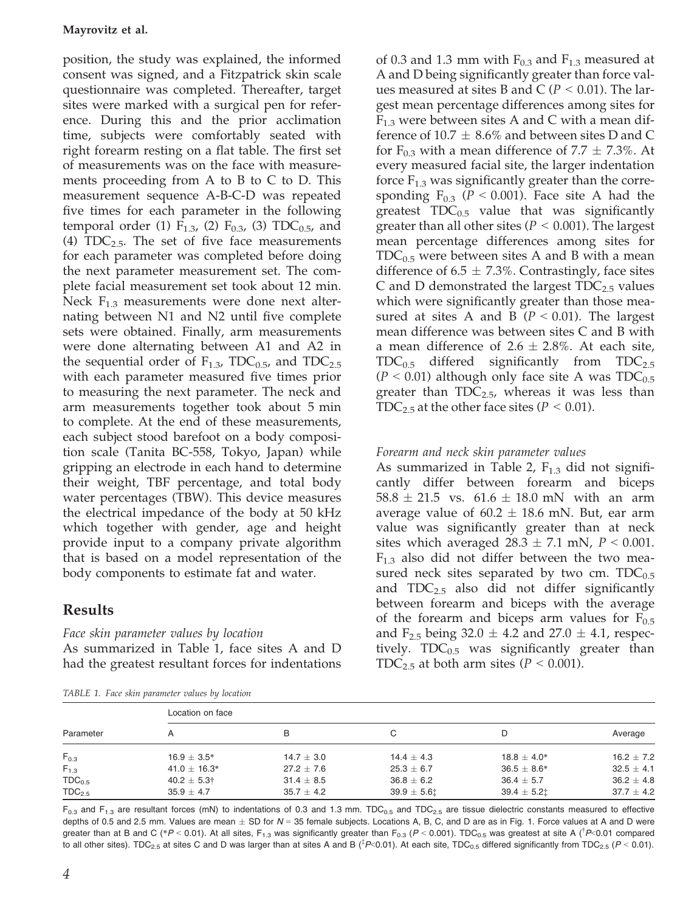position, the study was explained, the informed consent was signed, and a Fitzpatrick skin scale questionnaire was completed. Thereafter, target sites were marked with a surgical pen for reference. During this and the prior acclimation time, subjects were comfortably seated with right forearm resting on a flat table. The first set of measurements was on the face with measurements proceeding from A to B to C to D. This measurement sequence A-B-C-D was repeated five times for each parameter in the following temporal order (1) $F_{1.3}$, (2) $F_{0.3}$, (3) $TDC_{0.5}$, and (4) $TDC_{2.5}$. The set of five face measurements for each parameter was completed before doing the next parameter measurement set. The complete facial measurement set took about 12 min. Neck $F_{1.3}$ measurements were done next alternating between N1 and N2 until five complete sets were obtained. Finally, arm measurements were done alternating between A1 and A2 in the sequential order of $F_{1.3}$, $TDC_{0.5}$, and $TDC_{2.5}$ with each parameter measured five times prior to measuring the next parameter. The neck and arm measurements together took about 5 min to complete. At the end of these measurements, each subject stood barefoot on a body composition scale (Tanita BC-558, Tokyo, Japan) while gripping an electrode in each hand to determine their weight, TBF percentage, and total body water percentages (TBW). This device measures the electrical impedance of the body at 50 kHz which together with gender, age and height provide input to a company private algorithm that is based on a model representation of the body components to estimate fat and water.

## Results

*Face skin parameter values by location*

As summarized in Table 1, face sites A and D had the greatest resultant forces for indentations of 0.3 and 1.3 mm with $F_{0.3}$ and $F_{1.3}$ measured at A and D being significantly greater than force values measured at sites B and C ($P < 0.01$). The largest mean percentage differences among sites for $F_{1.3}$ were between sites A and C with a mean difference of 10.7 ± 8.6% and between sites D and C for $F_{0.3}$ with a mean difference of 7.7 ± 7.3%. At every measured facial site, the larger indentation force $F_{1.3}$ was significantly greater than the corresponding $F_{0.3}$ ($P < 0.001$). Face site A had the greatest $TDC_{0.5}$ value that was significantly greater than all other sites ($P < 0.001$). The largest mean percentage differences among sites for $TDC_{0.5}$ were between sites A and B with a mean difference of 6.5 ± 7.3%. Contrastingly, face sites C and D demonstrated the largest $TDC_{2.5}$ values which were significantly greater than those measured at sites A and B ($P < 0.01$). The largest mean difference was between sites C and B with a mean difference of 2.6 ± 2.8%. At each site, $TDC_{0.5}$ differed significantly from $TDC_{2.5}$ ($P < 0.01$) although only face site A was $TDC_{0.5}$ greater than $TDC_{2.5}$, whereas it was less than $TDC_{2.5}$ at the other face sites ($P < 0.01$).

*Forearm and neck skin parameter values*

As summarized in Table 2, $F_{1.3}$ did not significantly differ between forearm and biceps 58.8 ± 21.5 vs. 61.6 ± 18.0 mN with an arm average value of 60.2 ± 18.6 mN. But, ear arm value was significantly greater than at neck sites which averaged 28.3 ± 7.1 mN, $P < 0.001$. $F_{1.3}$ also did not differ between the two measured neck sites separated by two cm. $TDC_{0.5}$ and $TDC_{2.5}$ also did not differ significantly between forearm and biceps with the average of the forearm and biceps arm values for $F_{0.5}$ and $F_{2.5}$ being 32.0 ± 4.2 and 27.0 ± 4.1, respectively. $TDC_{0.5}$ was significantly greater than $TDC_{2.5}$ at both arm sites ($P < 0.001$).

*TABLE 1. Face skin parameter values by location*

| Parameter | Location on face | | | | |
|---|---|---|---|---|---|
| | A | B | C | D | Average |
| $F_{0.3}$ | 16.9 ± 3.5* | 14.7 ± 3.0 | 14.4 ± 4.3 | 18.8 ± 4.0* | 16.2 ± 7.2 |
| $F_{1.3}$ | 41.0 ± 16.3* | 27.2 ± 7.6 | 25.3 ± 6.7 | 36.5 ± 8.6* | 32.5 ± 4.1 |
| $TDC_{0.5}$ | 40.2 ± 5.3† | 31.4 ± 8.5 | 36.8 ± 6.2 | 36.4 ± 5.7 | 36.2 ± 4.8 |
| $TDC_{2.5}$ | 35.9 ± 4.7 | 35.7 ± 4.2 | 39.9 ± 5.6‡ | 39.4 ± 5.2‡ | 37.7 ± 4.2 |

$F_{0.3}$ and $F_{1.3}$ are resultant forces (mN) to indentations of 0.3 and 1.3 mm. $TDC_{0.5}$ and $TDC_{2.5}$ are tissue dielectric constants measured to effective depths of 0.5 and 2.5 mm. Values are mean ± SD for $N = 35$ female subjects. Locations A, B, C, and D are as in Fig. 1. Force values at A and D were greater than at B and C (*$P < 0.01$). At all sites, $F_{1.3}$ was significantly greater than $F_{0.3}$ ($P < 0.001$). $TDC_{0.5}$ was greatest at site A (†$P<0.01$ compared to all other sites). $TDC_{2.5}$ at sites C and D was larger than at sites A and B (‡$P<0.01$). At each site, $TDC_{0.5}$ differed significantly from $TDC_{2.5}$ ($P < 0.01$).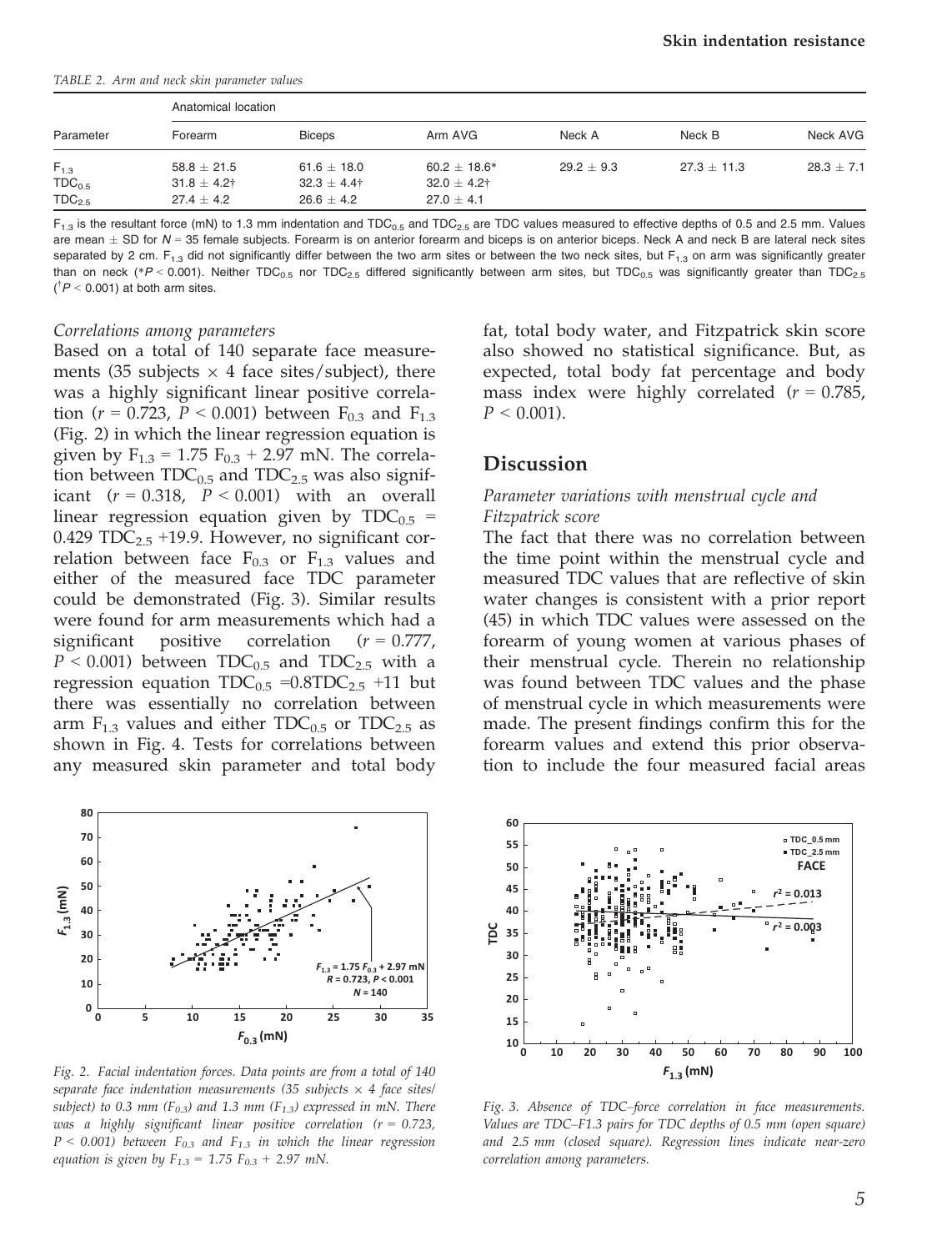TABLE 2. Arm and neck skin parameter values

| Parameter | Anatomical location | | | | | |
|---|---|---|---|---|---|---|
| | Forearm | Biceps | Arm AVG | Neck A | Neck B | Neck AVG |
| $F_{1.3}$ | 58.8 ± 21.5 | 61.6 ± 18.0 | 60.2 ± 18.6* | 29.2 ± 9.3 | 27.3 ± 11.3 | 28.3 ± 7.1 |
| $TDC_{0.5}$ | 31.8 ± 4.2† | 32.3 ± 4.4† | 32.0 ± 4.2† | | | |
| $TDC_{2.5}$ | 27.4 ± 4.2 | 26.6 ± 4.2 | 27.0 ± 4.1 | | | |

$F_{1.3}$ is the resultant force (mN) to 1.3 mm indentation and $TDC_{0.5}$ and $TDC_{2.5}$ are TDC values measured to effective depths of 0.5 and 2.5 mm. Values are mean ± SD for $N = 35$ female subjects. Forearm is on anterior forearm and biceps is on anterior biceps. Neck A and neck B are lateral neck sites separated by 2 cm. $F_{1.3}$ did not significantly differ between the two arm sites or between the two neck sites, but $F_{1.3}$ on arm was significantly greater than on neck (*$P < 0.001$). Neither $TDC_{0.5}$ nor $TDC_{2.5}$ differed significantly between arm sites, but $TDC_{0.5}$ was significantly greater than $TDC_{2.5}$ (†$P < 0.001$) at both arm sites.

### Correlations among parameters

Based on a total of 140 separate face measurements (35 subjects × 4 face sites/subject), there was a highly significant linear positive correlation ($r = 0.723$, $P < 0.001$) between $F_{0.3}$ and $F_{1.3}$ (Fig. 2) in which the linear regression equation is given by $F_{1.3} = 1.75\ F_{0.3} + 2.97$ mN. The correlation between $TDC_{0.5}$ and $TDC_{2.5}$ was also significant ($r = 0.318$, $P < 0.001$) with an overall linear regression equation given by $TDC_{0.5} = 0.429\ TDC_{2.5} + 19.9$. However, no significant correlation between face $F_{0.3}$ or $F_{1.3}$ values and either of the measured face TDC parameter could be demonstrated (Fig. 3). Similar results were found for arm measurements which had a significant positive correlation ($r = 0.777$, $P < 0.001$) between $TDC_{0.5}$ and $TDC_{2.5}$ with a regression equation $TDC_{0.5} = 0.8TDC_{2.5} + 11$ but there was essentially no correlation between arm $F_{1.3}$ values and either $TDC_{0.5}$ or $TDC_{2.5}$ as shown in Fig. 4. Tests for correlations between any measured skin parameter and total body fat, total body water, and Fitzpatrick skin score also showed no statistical significance. But, as expected, total body fat percentage and body mass index were highly correlated ($r = 0.785$, $P < 0.001$).

## Discussion

### Parameter variations with menstrual cycle and Fitzpatrick score

The fact that there was no correlation between the time point within the menstrual cycle and measured TDC values that are reflective of skin water changes is consistent with a prior report (45) in which TDC values were assessed on the forearm of young women at various phases of their menstrual cycle. Therein no relationship was found between TDC values and the phase of menstrual cycle in which measurements were made. The present findings confirm this for the forearm values and extend this prior observation to include the four measured facial areas

*Fig. 2. Facial indentation forces. Data points are from a total of 140 separate face indentation measurements (35 subjects × 4 face sites/subject) to 0.3 mm ($F_{0.3}$) and 1.3 mm ($F_{1.3}$) expressed in mN. There was a highly significant linear positive correlation ($r = 0.723$, $P < 0.001$) between $F_{0.3}$ and $F_{1.3}$ in which the linear regression equation is given by $F_{1.3} = 1.75\ F_{0.3} + 2.97$ mN.*

*Fig. 3. Absence of TDC–force correlation in face measurements. Values are TDC–F1.3 pairs for TDC depths of 0.5 mm (open square) and 2.5 mm (closed square). Regression lines indicate near-zero correlation among parameters.*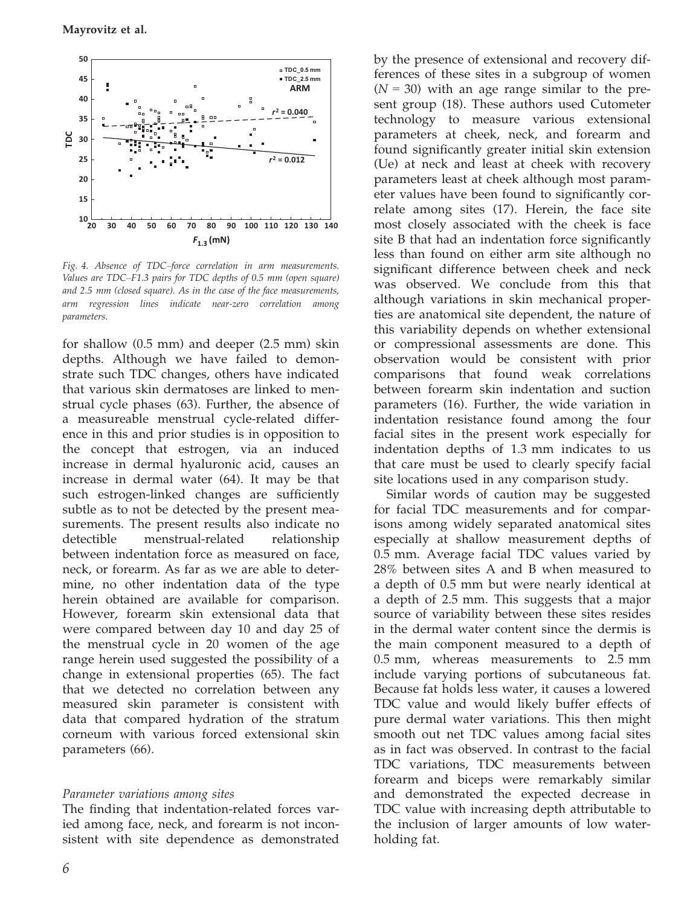Fig. 4. Absence of TDC–force correlation in arm measurements. Values are TDC–F1.3 pairs for TDC depths of 0.5 mm (open square) and 2.5 mm (closed square). As in the case of the face measurements, arm regression lines indicate near-zero correlation among parameters.

for shallow (0.5 mm) and deeper (2.5 mm) skin depths. Although we have failed to demonstrate such TDC changes, others have indicated that various skin dermatoses are linked to menstrual cycle phases (63). Further, the absence of a measureable menstrual cycle-related difference in this and prior studies is in opposition to the concept that estrogen, via an induced increase in dermal hyaluronic acid, causes an increase in dermal water (64). It may be that such estrogen-linked changes are sufficiently subtle as to not be detected by the present measurements. The present results also indicate no detectible menstrual-related relationship between indentation force as measured on face, neck, or forearm. As far as we are able to determine, no other indentation data of the type herein obtained are available for comparison. However, forearm skin extensional data that were compared between day 10 and day 25 of the menstrual cycle in 20 women of the age range herein used suggested the possibility of a change in extensional properties (65). The fact that we detected no correlation between any measured skin parameter is consistent with data that compared hydration of the stratum corneum with various forced extensional skin parameters (66).

### *Parameter variations among sites*

The finding that indentation-related forces varied among face, neck, and forearm is not inconsistent with site dependence as demonstrated by the presence of extensional and recovery differences of these sites in a subgroup of women ($N = 30$) with an age range similar to the present group (18). These authors used Cutometer technology to measure various extensional parameters at cheek, neck, and forearm and found significantly greater initial skin extension (Ue) at neck and least at cheek with recovery parameters least at cheek although most parameter values have been found to significantly correlate among sites (17). Herein, the face site most closely associated with the cheek is face site B that had an indentation force significantly less than found on either arm site although no significant difference between cheek and neck was observed. We conclude from this that although variations in skin mechanical properties are anatomical site dependent, the nature of this variability depends on whether extensional or compressional assessments are done. This observation would be consistent with prior comparisons that found weak correlations between forearm skin indentation and suction parameters (16). Further, the wide variation in indentation resistance found among the four facial sites in the present work especially for indentation depths of 1.3 mm indicates to us that care must be used to clearly specify facial site locations used in any comparison study.

Similar words of caution may be suggested for facial TDC measurements and for comparisons among widely separated anatomical sites especially at shallow measurement depths of 0.5 mm. Average facial TDC values varied by 28% between sites A and B when measured to a depth of 0.5 mm but were nearly identical at a depth of 2.5 mm. This suggests that a major source of variability between these sites resides in the dermal water content since the dermis is the main component measured to a depth of 0.5 mm, whereas measurements to 2.5 mm include varying portions of subcutaneous fat. Because fat holds less water, it causes a lowered TDC value and would likely buffer effects of pure dermal water variations. This then might smooth out net TDC values among facial sites as in fact was observed. In contrast to the facial TDC variations, TDC measurements between forearm and biceps were remarkably similar and demonstrated the expected decrease in TDC value with increasing depth attributable to the inclusion of larger amounts of low water-holding fat.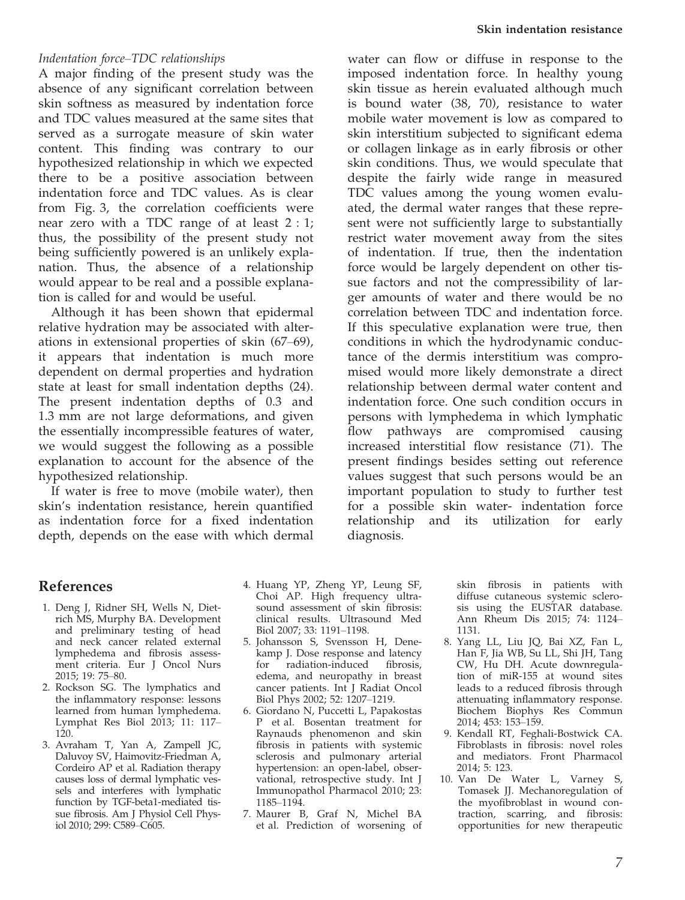*Indentation force–TDC relationships*

A major finding of the present study was the absence of any significant correlation between skin softness as measured by indentation force and TDC values measured at the same sites that served as a surrogate measure of skin water content. This finding was contrary to our hypothesized relationship in which we expected there to be a positive association between indentation force and TDC values. As is clear from Fig. 3, the correlation coefficients were near zero with a TDC range of at least 2 : 1; thus, the possibility of the present study not being sufficiently powered is an unlikely explanation. Thus, the absence of a relationship would appear to be real and a possible explanation is called for and would be useful.

Although it has been shown that epidermal relative hydration may be associated with alterations in extensional properties of skin (67–69), it appears that indentation is much more dependent on dermal properties and hydration state at least for small indentation depths (24). The present indentation depths of 0.3 and 1.3 mm are not large deformations, and given the essentially incompressible features of water, we would suggest the following as a possible explanation to account for the absence of the hypothesized relationship.

If water is free to move (mobile water), then skin's indentation resistance, herein quantified as indentation force for a fixed indentation depth, depends on the ease with which dermal water can flow or diffuse in response to the imposed indentation force. In healthy young skin tissue as herein evaluated although much is bound water (38, 70), resistance to water mobile water movement is low as compared to skin interstitium subjected to significant edema or collagen linkage as in early fibrosis or other skin conditions. Thus, we would speculate that despite the fairly wide range in measured TDC values among the young women evaluated, the dermal water ranges that these represent were not sufficiently large to substantially restrict water movement away from the sites of indentation. If true, then the indentation force would be largely dependent on other tissue factors and not the compressibility of larger amounts of water and there would be no correlation between TDC and indentation force. If this speculative explanation were true, then conditions in which the hydrodynamic conductance of the dermis interstitium was compromised would more likely demonstrate a direct relationship between dermal water content and indentation force. One such condition occurs in persons with lymphedema in which lymphatic flow pathways are compromised causing increased interstitial flow resistance (71). The present findings besides setting out reference values suggest that such persons would be an important population to study to further test for a possible skin water- indentation force relationship and its utilization for early diagnosis.

## References

1. Deng J, Ridner SH, Wells N, Dietrich MS, Murphy BA. Development and preliminary testing of head and neck cancer related external lymphedema and fibrosis assessment criteria. Eur J Oncol Nurs 2015; 19: 75–80.
2. Rockson SG. The lymphatics and the inflammatory response: lessons learned from human lymphedema. Lymphat Res Biol 2013; 11: 117–120.
3. Avraham T, Yan A, Zampell JC, Daluvoy SV, Haimovitz-Friedman A, Cordeiro AP et al. Radiation therapy causes loss of dermal lymphatic vessels and interferes with lymphatic function by TGF-beta1-mediated tissue fibrosis. Am J Physiol Cell Physiol 2010; 299: C589–C605.
4. Huang YP, Zheng YP, Leung SF, Choi AP. High frequency ultrasound assessment of skin fibrosis: clinical results. Ultrasound Med Biol 2007; 33: 1191–1198.
5. Johansson S, Svensson H, Denekamp J. Dose response and latency for radiation-induced fibrosis, edema, and neuropathy in breast cancer patients. Int J Radiat Oncol Biol Phys 2002; 52: 1207–1219.
6. Giordano N, Puccetti L, Papakostas P et al. Bosentan treatment for Raynauds phenomenon and skin fibrosis in patients with systemic sclerosis and pulmonary arterial hypertension: an open-label, observational, retrospective study. Int J Immunopathol Pharmacol 2010; 23: 1185–1194.
7. Maurer B, Graf N, Michel BA et al. Prediction of worsening of skin fibrosis in patients with diffuse cutaneous systemic sclerosis using the EUSTAR database. Ann Rheum Dis 2015; 74: 1124–1131.
8. Yang LL, Liu JQ, Bai XZ, Fan L, Han F, Jia WB, Su LL, Shi JH, Tang CW, Hu DH. Acute downregulation of miR-155 at wound sites leads to a reduced fibrosis through attenuating inflammatory response. Biochem Biophys Res Commun 2014; 453: 153–159.
9. Kendall RT, Feghali-Bostwick CA. Fibroblasts in fibrosis: novel roles and mediators. Front Pharmacol 2014; 5: 123.
10. Van De Water L, Varney S, Tomasek JJ. Mechanoregulation of the myofibroblast in wound contraction, scarring, and fibrosis: opportunities for new therapeutic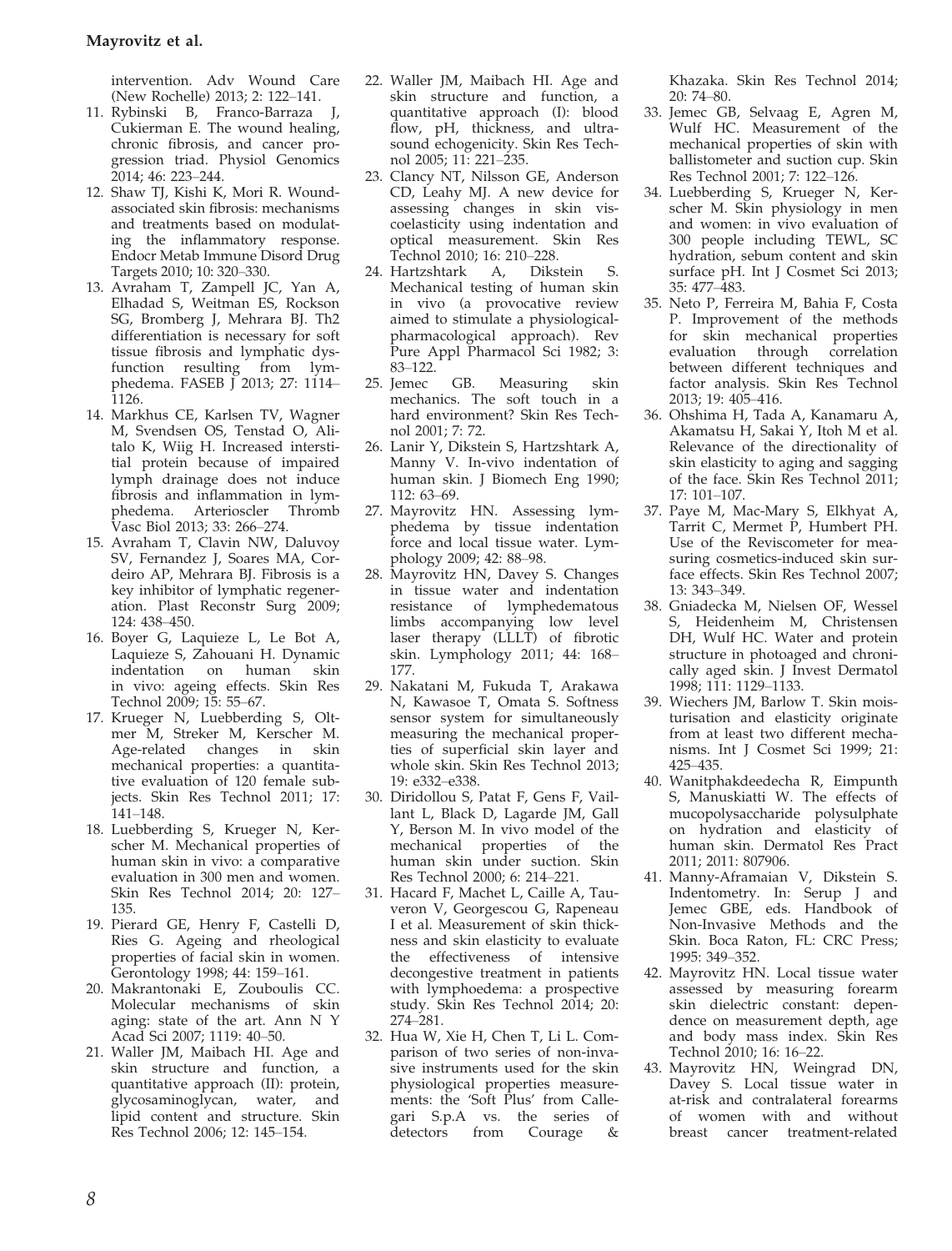intervention. Adv Wound Care (New Rochelle) 2013; 2: 122–141.

11. Rybinski B, Franco-Barraza J, Cukierman E. The wound healing, chronic fibrosis, and cancer progression triad. Physiol Genomics 2014; 46: 223–244.
12. Shaw TJ, Kishi K, Mori R. Wound-associated skin fibrosis: mechanisms and treatments based on modulating the inflammatory response. Endocr Metab Immune Disord Drug Targets 2010; 10: 320–330.
13. Avraham T, Zampell JC, Yan A, Elhadad S, Weitman ES, Rockson SG, Bromberg J, Mehrara BJ. Th2 differentiation is necessary for soft tissue fibrosis and lymphatic dysfunction resulting from lymphedema. FASEB J 2013; 27: 1114–1126.
14. Markhus CE, Karlsen TV, Wagner M, Svendsen OS, Tenstad O, Alitalo K, Wiig H. Increased interstitial protein because of impaired lymph drainage does not induce fibrosis and inflammation in lymphedema. Arterioscler Thromb Vasc Biol 2013; 33: 266–274.
15. Avraham T, Clavin NW, Daluvoy SV, Fernandez J, Soares MA, Cordeiro AP, Mehrara BJ. Fibrosis is a key inhibitor of lymphatic regeneration. Plast Reconstr Surg 2009; 124: 438–450.
16. Boyer G, Laquieze L, Le Bot A, Laquieze S, Zahouani H. Dynamic indentation on human skin in vivo: ageing effects. Skin Res Technol 2009; 15: 55–67.
17. Krueger N, Luebberding S, Oltmer M, Streker M, Kerscher M. Age-related changes in skin mechanical properties: a quantitative evaluation of 120 female subjects. Skin Res Technol 2011; 17: 141–148.
18. Luebberding S, Krueger N, Kerscher M. Mechanical properties of human skin in vivo: a comparative evaluation in 300 men and women. Skin Res Technol 2014; 20: 127–135.
19. Pierard GE, Henry F, Castelli D, Ries G. Ageing and rheological properties of facial skin in women. Gerontology 1998; 44: 159–161.
20. Makrantonaki E, Zouboulis CC. Molecular mechanisms of skin aging: state of the art. Ann N Y Acad Sci 2007; 1119: 40–50.
21. Waller JM, Maibach HI. Age and skin structure and function, a quantitative approach (II): protein, glycosaminoglycan, water, and lipid content and structure. Skin Res Technol 2006; 12: 145–154.
22. Waller JM, Maibach HI. Age and skin structure and function, a quantitative approach (I): blood flow, pH, thickness, and ultrasound echogenicity. Skin Res Technol 2005; 11: 221–235.
23. Clancy NT, Nilsson GE, Anderson CD, Leahy MJ. A new device for assessing changes in skin viscoelasticity using indentation and optical measurement. Skin Res Technol 2010; 16: 210–228.
24. Hartzshtark A, Dikstein S. Mechanical testing of human skin in vivo (a provocative review aimed to stimulate a physiological-pharmacological approach). Rev Pure Appl Pharmacol Sci 1982; 3: 83–122.
25. Jemec GB. Measuring skin mechanics. The soft touch in a hard environment? Skin Res Technol 2001; 7: 72.
26. Lanir Y, Dikstein S, Hartzshtark A, Manny V. In-vivo indentation of human skin. J Biomech Eng 1990; 112: 63–69.
27. Mayrovitz HN. Assessing lymphedema by tissue indentation force and local tissue water. Lymphology 2009; 42: 88–98.
28. Mayrovitz HN, Davey S. Changes in tissue water and indentation resistance of lymphedematous limbs accompanying low level laser therapy (LLLT) of fibrotic skin. Lymphology 2011; 44: 168–177.
29. Nakatani M, Fukuda T, Arakawa N, Kawasoe T, Omata S. Softness sensor system for simultaneously measuring the mechanical properties of superficial skin layer and whole skin. Skin Res Technol 2013; 19: e332–e338.
30. Diridollou S, Patat F, Gens F, Vaillant L, Black D, Lagarde JM, Gall Y, Berson M. In vivo model of the mechanical properties of the human skin under suction. Skin Res Technol 2000; 6: 214–221.
31. Hacard F, Machet L, Caille A, Tauveron V, Georgescou G, Rapeneau I et al. Measurement of skin thickness and skin elasticity to evaluate the effectiveness of intensive decongestive treatment in patients with lymphoedema: a prospective study. Skin Res Technol 2014; 20: 274–281.
32. Hua W, Xie H, Chen T, Li L. Comparison of two series of non-invasive instruments used for the skin physiological properties measurements: the 'Soft Plus' from Callegari S.p.A vs. the series of detectors from Courage & Khazaka. Skin Res Technol 2014; 20: 74–80.
33. Jemec GB, Selvaag E, Agren M, Wulf HC. Measurement of the mechanical properties of skin with ballistometer and suction cup. Skin Res Technol 2001; 7: 122–126.
34. Luebberding S, Krueger N, Kerscher M. Skin physiology in men and women: in vivo evaluation of 300 people including TEWL, SC hydration, sebum content and skin surface pH. Int J Cosmet Sci 2013; 35: 477–483.
35. Neto P, Ferreira M, Bahia F, Costa P. Improvement of the methods for skin mechanical properties evaluation through correlation between different techniques and factor analysis. Skin Res Technol 2013; 19: 405–416.
36. Ohshima H, Tada A, Kanamaru A, Akamatsu H, Sakai Y, Itoh M et al. Relevance of the directionality of skin elasticity to aging and sagging of the face. Skin Res Technol 2011; 17: 101–107.
37. Paye M, Mac-Mary S, Elkhyat A, Tarrit C, Mermet P, Humbert PH. Use of the Reviscometer for measuring cosmetics-induced skin surface effects. Skin Res Technol 2007; 13: 343–349.
38. Gniadecka M, Nielsen OF, Wessel S, Heidenheim M, Christensen DH, Wulf HC. Water and protein structure in photoaged and chronically aged skin. J Invest Dermatol 1998; 111: 1129–1133.
39. Wiechers JM, Barlow T. Skin moisturisation and elasticity originate from at least two different mechanisms. Int J Cosmet Sci 1999; 21: 425–435.
40. Wanitphakdeedecha R, Eimpunth S, Manuskiatti W. The effects of mucopolysaccharide polysulphate on hydration and elasticity of human skin. Dermatol Res Pract 2011; 2011: 807906.
41. Manny-Aframaian V, Dikstein S. Indentometry. In: Serup J and Jemec GBE, eds. Handbook of Non-Invasive Methods and the Skin. Boca Raton, FL: CRC Press; 1995: 349–352.
42. Mayrovitz HN. Local tissue water assessed by measuring forearm skin dielectric constant: dependence on measurement depth, age and body mass index. Skin Res Technol 2010; 16: 16–22.
43. Mayrovitz HN, Weingrad DN, Davey S. Local tissue water in at-risk and contralateral forearms of women with and without breast cancer treatment-related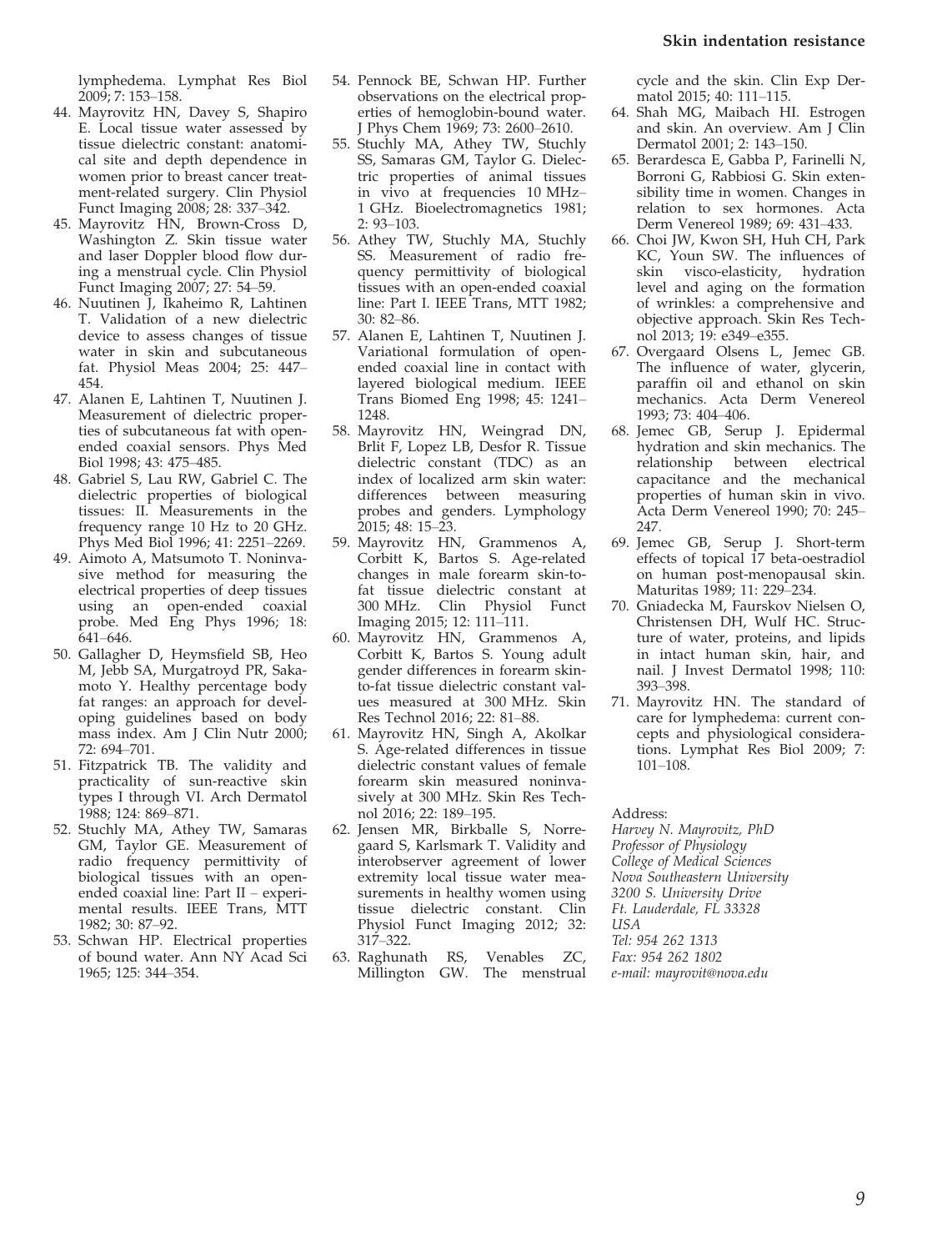lymphedema. Lymphat Res Biol 2009; 7: 153–158.

44. Mayrovitz HN, Davey S, Shapiro E. Local tissue water assessed by tissue dielectric constant: anatomical site and depth dependence in women prior to breast cancer treatment-related surgery. Clin Physiol Funct Imaging 2008; 28: 337–342.
45. Mayrovitz HN, Brown-Cross D, Washington Z. Skin tissue water and laser Doppler blood flow during a menstrual cycle. Clin Physiol Funct Imaging 2007; 27: 54–59.
46. Nuutinen J, Ikaheimo R, Lahtinen T. Validation of a new dielectric device to assess changes of tissue water in skin and subcutaneous fat. Physiol Meas 2004; 25: 447–454.
47. Alanen E, Lahtinen T, Nuutinen J. Measurement of dielectric properties of subcutaneous fat with open-ended coaxial sensors. Phys Med Biol 1998; 43: 475–485.
48. Gabriel S, Lau RW, Gabriel C. The dielectric properties of biological tissues: II. Measurements in the frequency range 10 Hz to 20 GHz. Phys Med Biol 1996; 41: 2251–2269.
49. Aimoto A, Matsumoto T. Noninvasive method for measuring the electrical properties of deep tissues using an open-ended coaxial probe. Med Eng Phys 1996; 18: 641–646.
50. Gallagher D, Heymsfield SB, Heo M, Jebb SA, Murgatroyd PR, Sakamoto Y. Healthy percentage body fat ranges: an approach for developing guidelines based on body mass index. Am J Clin Nutr 2000; 72: 694–701.
51. Fitzpatrick TB. The validity and practicality of sun-reactive skin types I through VI. Arch Dermatol 1988; 124: 869–871.
52. Stuchly MA, Athey TW, Samaras GM, Taylor GE. Measurement of radio frequency permittivity of biological tissues with an open-ended coaxial line: Part II – experimental results. IEEE Trans, MTT 1982; 30: 87–92.
53. Schwan HP. Electrical properties of bound water. Ann NY Acad Sci 1965; 125: 344–354.
54. Pennock BE, Schwan HP. Further observations on the electrical properties of hemoglobin-bound water. J Phys Chem 1969; 73: 2600–2610.
55. Stuchly MA, Athey TW, Stuchly SS, Samaras GM, Taylor G. Dielectric properties of animal tissues in vivo at frequencies 10 MHz–1 GHz. Bioelectromagnetics 1981; 2: 93–103.
56. Athey TW, Stuchly MA, Stuchly SS. Measurement of radio frequency permittivity of biological tissues with an open-ended coaxial line: Part I. IEEE Trans, MTT 1982; 30: 82–86.
57. Alanen E, Lahtinen T, Nuutinen J. Variational formulation of open-ended coaxial line in contact with layered biological medium. IEEE Trans Biomed Eng 1998; 45: 1241–1248.
58. Mayrovitz HN, Weingrad DN, Brlit F, Lopez LB, Desfor R. Tissue dielectric constant (TDC) as an index of localized arm skin water: differences between measuring probes and genders. Lymphology 2015; 48: 15–23.
59. Mayrovitz HN, Grammenos A, Corbitt K, Bartos S. Age-related changes in male forearm skin-to-fat tissue dielectric constant at 300 MHz. Clin Physiol Funct Imaging 2015; 12: 111–111.
60. Mayrovitz HN, Grammenos A, Corbitt K, Bartos S. Young adult gender differences in forearm skin-to-fat tissue dielectric constant values measured at 300 MHz. Skin Res Technol 2016; 22: 81–88.
61. Mayrovitz HN, Singh A, Akolkar S. Age-related differences in tissue dielectric constant values of female forearm skin measured noninvasively at 300 MHz. Skin Res Technol 2016; 22: 189–195.
62. Jensen MR, Birkballe S, Norregaard S, Karlsmark T. Validity and interobserver agreement of lower extremity local tissue water measurements in healthy women using tissue dielectric constant. Clin Physiol Funct Imaging 2012; 32: 317–322.
63. Raghunath RS, Venables ZC, Millington GW. The menstrual cycle and the skin. Clin Exp Dermatol 2015; 40: 111–115.
64. Shah MG, Maibach HI. Estrogen and skin. An overview. Am J Clin Dermatol 2001; 2: 143–150.
65. Berardesca E, Gabba P, Farinelli N, Borroni G, Rabbiosi G. Skin extensibility time in women. Changes in relation to sex hormones. Acta Derm Venereol 1989; 69: 431–433.
66. Choi JW, Kwon SH, Huh CH, Park KC, Youn SW. The influences of skin visco-elasticity, hydration level and aging on the formation of wrinkles: a comprehensive and objective approach. Skin Res Technol 2013; 19: e349–e355.
67. Overgaard Olsens L, Jemec GB. The influence of water, glycerin, paraffin oil and ethanol on skin mechanics. Acta Derm Venereol 1993; 73: 404–406.
68. Jemec GB, Serup J. Epidermal hydration and skin mechanics. The relationship between electrical capacitance and the mechanical properties of human skin in vivo. Acta Derm Venereol 1990; 70: 245–247.
69. Jemec GB, Serup J. Short-term effects of topical 17 beta-oestradiol on human post-menopausal skin. Maturitas 1989; 11: 229–234.
70. Gniadecka M, Faurskov Nielsen O, Christensen DH, Wulf HC. Structure of water, proteins, and lipids in intact human skin, hair, and nail. J Invest Dermatol 1998; 110: 393–398.
71. Mayrovitz HN. The standard of care for lymphedema: current concepts and physiological considerations. Lymphat Res Biol 2009; 7: 101–108.

Address:
*Harvey N. Mayrovitz, PhD*
*Professor of Physiology*
*College of Medical Sciences*
*Nova Southeastern University*
*3200 S. University Drive*
*Ft. Lauderdale, FL 33328*
*USA*
*Tel: 954 262 1313*
*Fax: 954 262 1802*
*e-mail: mayrovit@nova.edu*